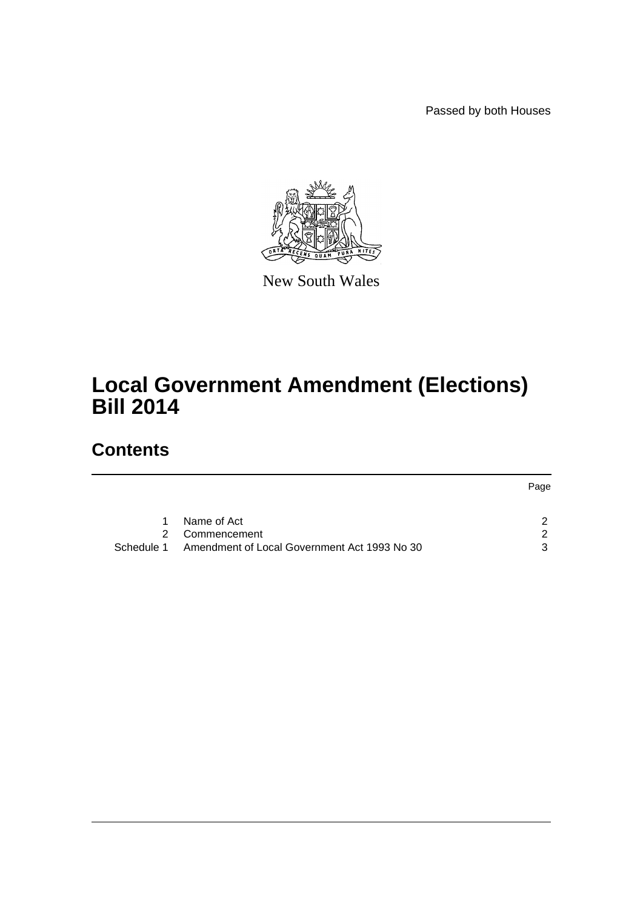Passed by both Houses

New South Wales

# Local Government Amendment (Elections) Bill 2014

## Contents

| | | Page |
|---|---|---|
| 1 | Name of Act | 2 |
| 2 | Commencement | 2 |
| Schedule 1 | Amendment of Local Government Act 1993 No 30 | 3 |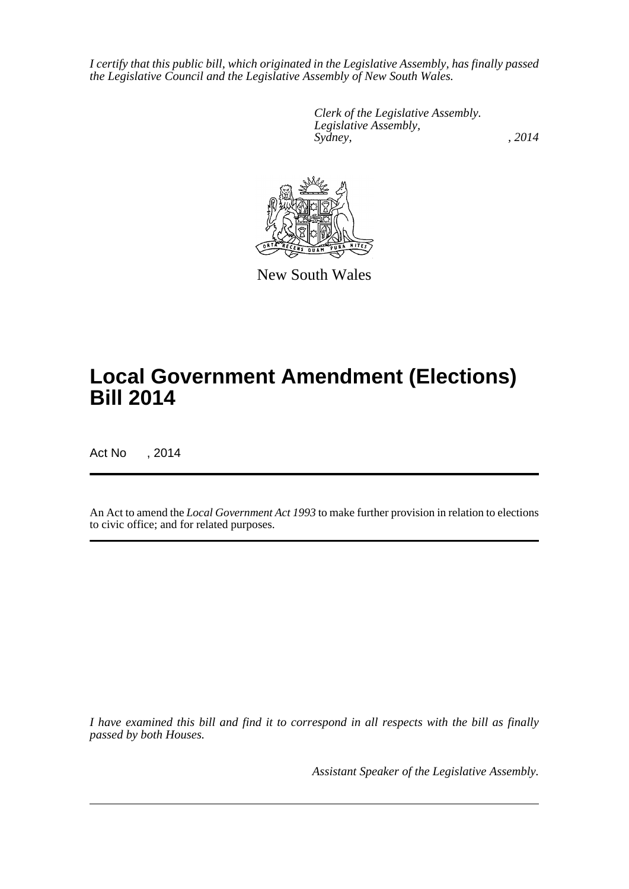*I certify that this public bill, which originated in the Legislative Assembly, has finally passed the Legislative Council and the Legislative Assembly of New South Wales.*

*Clerk of the Legislative Assembly.*
*Legislative Assembly,*
*Sydney, , 2014*

New South Wales

# Local Government Amendment (Elections) Bill 2014

Act No , 2014

An Act to amend the *Local Government Act 1993* to make further provision in relation to elections to civic office; and for related purposes.

*I have examined this bill and find it to correspond in all respects with the bill as finally passed by both Houses.*

*Assistant Speaker of the Legislative Assembly.*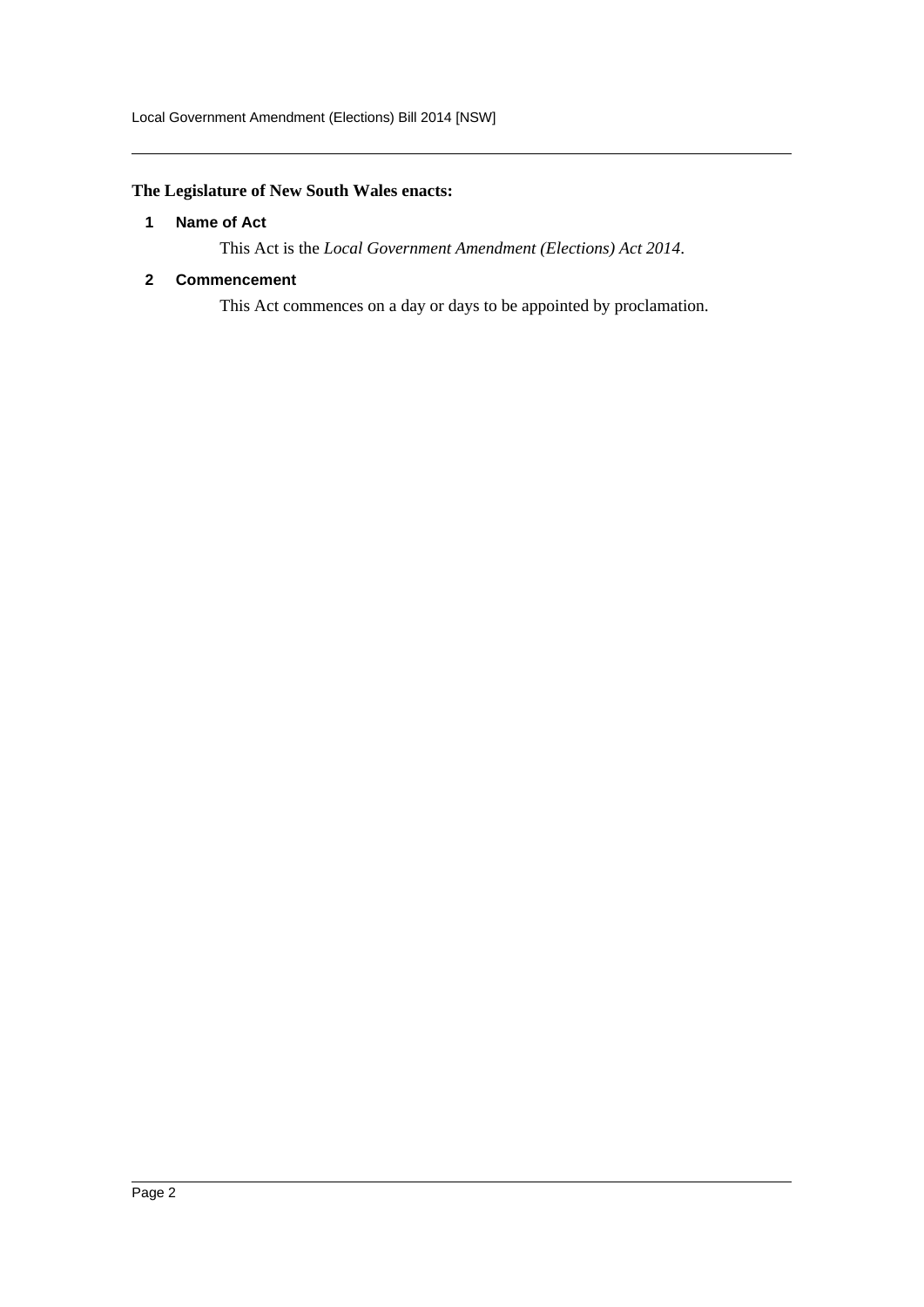**The Legislature of New South Wales enacts:**

### 1 Name of Act

This Act is the *Local Government Amendment (Elections) Act 2014*.

### 2 Commencement

This Act commences on a day or days to be appointed by proclamation.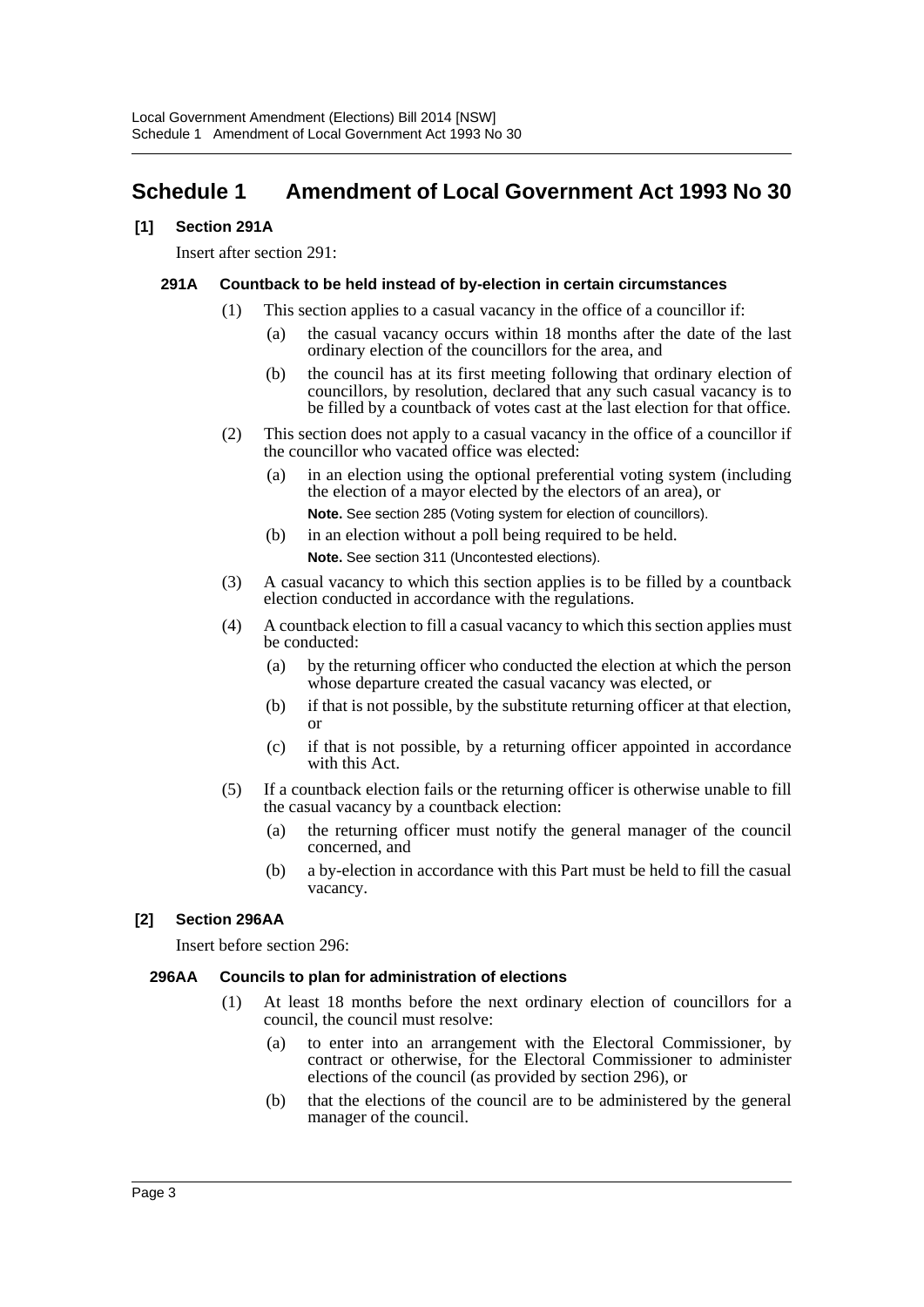# Schedule 1 Amendment of Local Government Act 1993 No 30

### [1] Section 291A

Insert after section 291:

#### 291A Countback to be held instead of by-election in certain circumstances

(1) This section applies to a casual vacancy in the office of a councillor if:

(a) the casual vacancy occurs within 18 months after the date of the last ordinary election of the councillors for the area, and

(b) the council has at its first meeting following that ordinary election of councillors, by resolution, declared that any such casual vacancy is to be filled by a countback of votes cast at the last election for that office.

(2) This section does not apply to a casual vacancy in the office of a councillor if the councillor who vacated office was elected:

(a) in an election using the optional preferential voting system (including the election of a mayor elected by the electors of an area), or

**Note.** See section 285 (Voting system for election of councillors).

(b) in an election without a poll being required to be held.

**Note.** See section 311 (Uncontested elections).

(3) A casual vacancy to which this section applies is to be filled by a countback election conducted in accordance with the regulations.

(4) A countback election to fill a casual vacancy to which this section applies must be conducted:

(a) by the returning officer who conducted the election at which the person whose departure created the casual vacancy was elected, or

(b) if that is not possible, by the substitute returning officer at that election, or

(c) if that is not possible, by a returning officer appointed in accordance with this Act.

(5) If a countback election fails or the returning officer is otherwise unable to fill the casual vacancy by a countback election:

(a) the returning officer must notify the general manager of the council concerned, and

(b) a by-election in accordance with this Part must be held to fill the casual vacancy.

### [2] Section 296AA

Insert before section 296:

#### 296AA Councils to plan for administration of elections

(1) At least 18 months before the next ordinary election of councillors for a council, the council must resolve:

(a) to enter into an arrangement with the Electoral Commissioner, by contract or otherwise, for the Electoral Commissioner to administer elections of the council (as provided by section 296), or

(b) that the elections of the council are to be administered by the general manager of the council.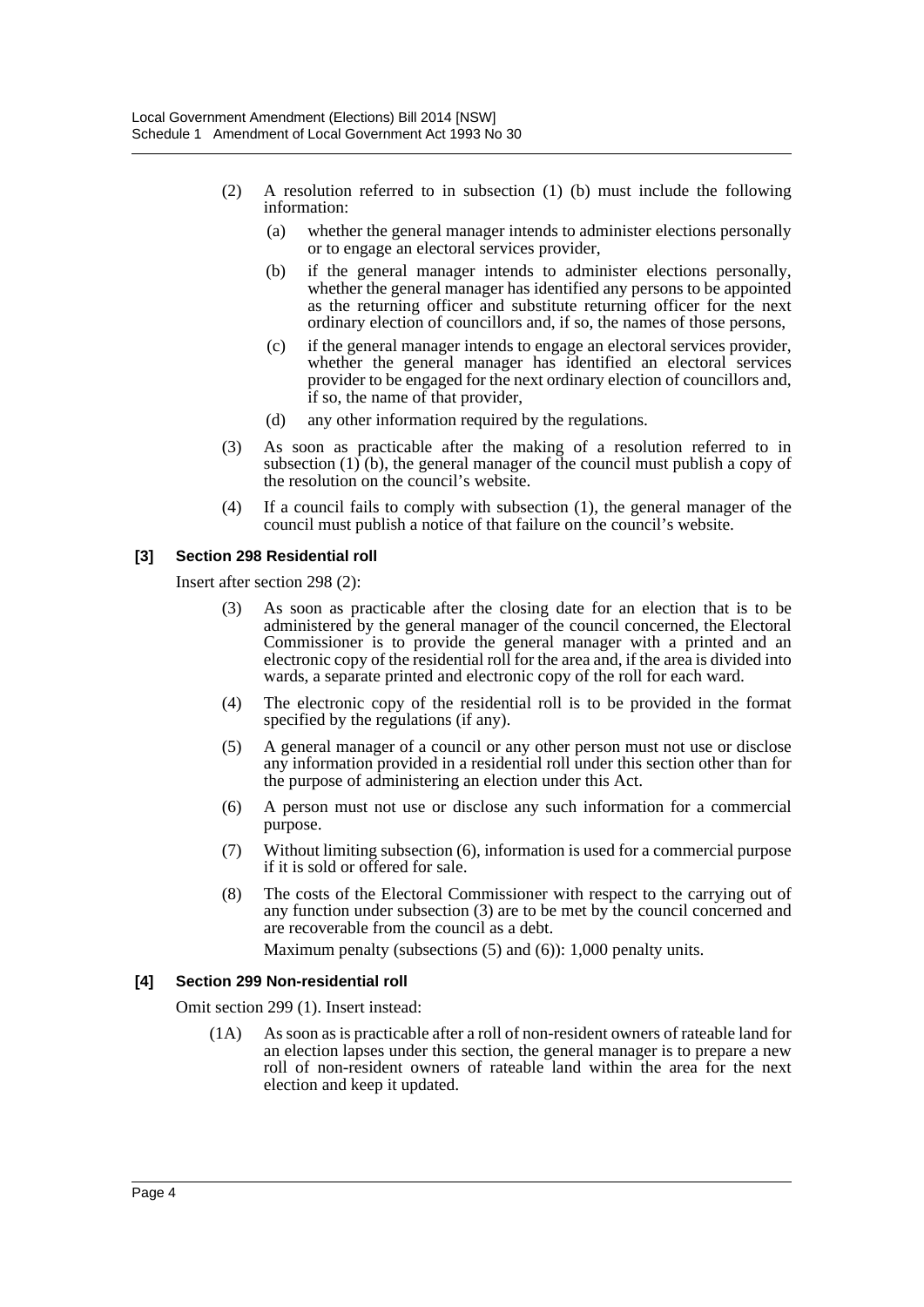(2) A resolution referred to in subsection (1) (b) must include the following information:

(a) whether the general manager intends to administer elections personally or to engage an electoral services provider,

(b) if the general manager intends to administer elections personally, whether the general manager has identified any persons to be appointed as the returning officer and substitute returning officer for the next ordinary election of councillors and, if so, the names of those persons,

(c) if the general manager intends to engage an electoral services provider, whether the general manager has identified an electoral services provider to be engaged for the next ordinary election of councillors and, if so, the name of that provider,

(d) any other information required by the regulations.

(3) As soon as practicable after the making of a resolution referred to in subsection (1) (b), the general manager of the council must publish a copy of the resolution on the council's website.

(4) If a council fails to comply with subsection (1), the general manager of the council must publish a notice of that failure on the council's website.

**[3] Section 298 Residential roll**

Insert after section 298 (2):

(3) As soon as practicable after the closing date for an election that is to be administered by the general manager of the council concerned, the Electoral Commissioner is to provide the general manager with a printed and an electronic copy of the residential roll for the area and, if the area is divided into wards, a separate printed and electronic copy of the roll for each ward.

(4) The electronic copy of the residential roll is to be provided in the format specified by the regulations (if any).

(5) A general manager of a council or any other person must not use or disclose any information provided in a residential roll under this section other than for the purpose of administering an election under this Act.

(6) A person must not use or disclose any such information for a commercial purpose.

(7) Without limiting subsection (6), information is used for a commercial purpose if it is sold or offered for sale.

(8) The costs of the Electoral Commissioner with respect to the carrying out of any function under subsection (3) are to be met by the council concerned and are recoverable from the council as a debt.

Maximum penalty (subsections (5) and (6)): 1,000 penalty units.

**[4] Section 299 Non-residential roll**

Omit section 299 (1). Insert instead:

(1A) As soon as is practicable after a roll of non-resident owners of rateable land for an election lapses under this section, the general manager is to prepare a new roll of non-resident owners of rateable land within the area for the next election and keep it updated.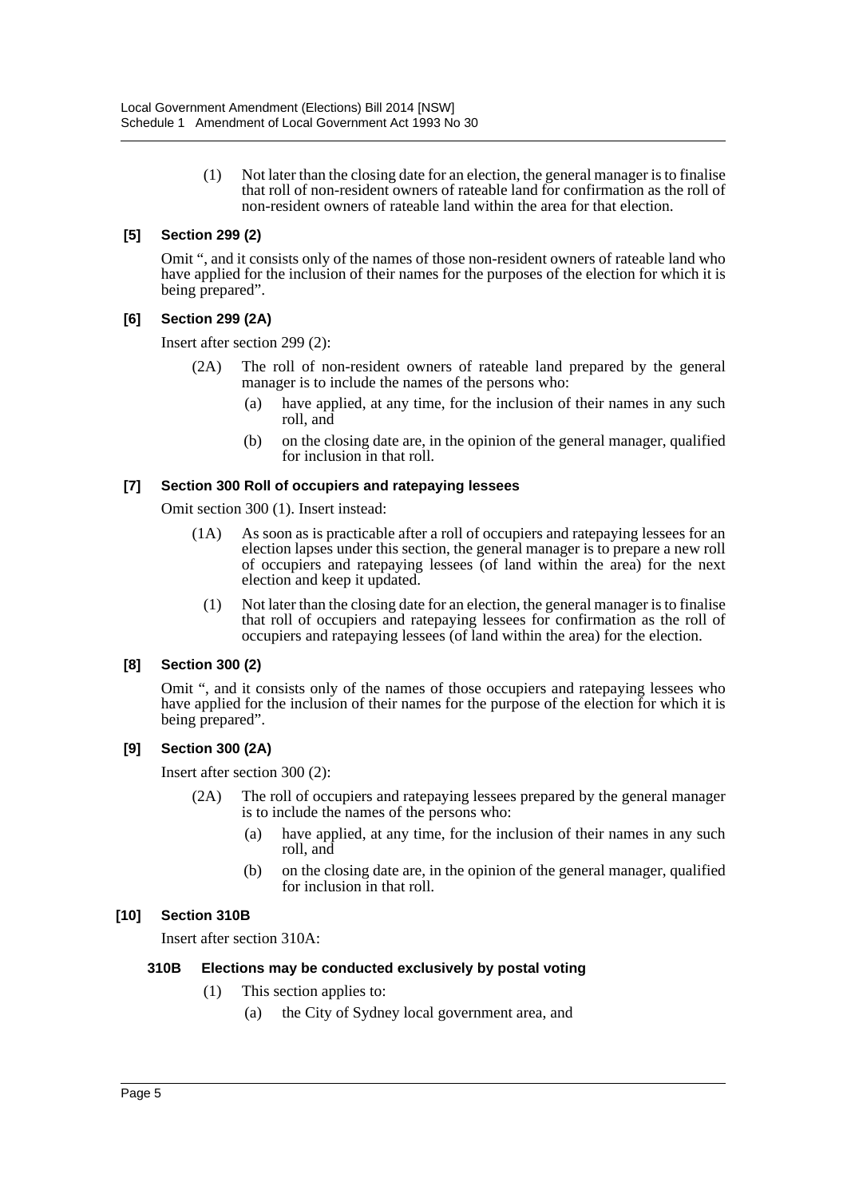(1) Not later than the closing date for an election, the general manager is to finalise that roll of non-resident owners of rateable land for confirmation as the roll of non-resident owners of rateable land within the area for that election.

**[5] Section 299 (2)**

Omit ", and it consists only of the names of those non-resident owners of rateable land who have applied for the inclusion of their names for the purposes of the election for which it is being prepared".

**[6] Section 299 (2A)**

Insert after section 299 (2):

(2A) The roll of non-resident owners of rateable land prepared by the general manager is to include the names of the persons who:

(a) have applied, at any time, for the inclusion of their names in any such roll, and

(b) on the closing date are, in the opinion of the general manager, qualified for inclusion in that roll.

**[7] Section 300 Roll of occupiers and ratepaying lessees**

Omit section 300 (1). Insert instead:

(1A) As soon as is practicable after a roll of occupiers and ratepaying lessees for an election lapses under this section, the general manager is to prepare a new roll of occupiers and ratepaying lessees (of land within the area) for the next election and keep it updated.

(1) Not later than the closing date for an election, the general manager is to finalise that roll of occupiers and ratepaying lessees for confirmation as the roll of occupiers and ratepaying lessees (of land within the area) for the election.

**[8] Section 300 (2)**

Omit ", and it consists only of the names of those occupiers and ratepaying lessees who have applied for the inclusion of their names for the purpose of the election for which it is being prepared".

**[9] Section 300 (2A)**

Insert after section 300 (2):

(2A) The roll of occupiers and ratepaying lessees prepared by the general manager is to include the names of the persons who:

(a) have applied, at any time, for the inclusion of their names in any such roll, and

(b) on the closing date are, in the opinion of the general manager, qualified for inclusion in that roll.

**[10] Section 310B**

Insert after section 310A:

**310B Elections may be conducted exclusively by postal voting**

(1) This section applies to:

(a) the City of Sydney local government area, and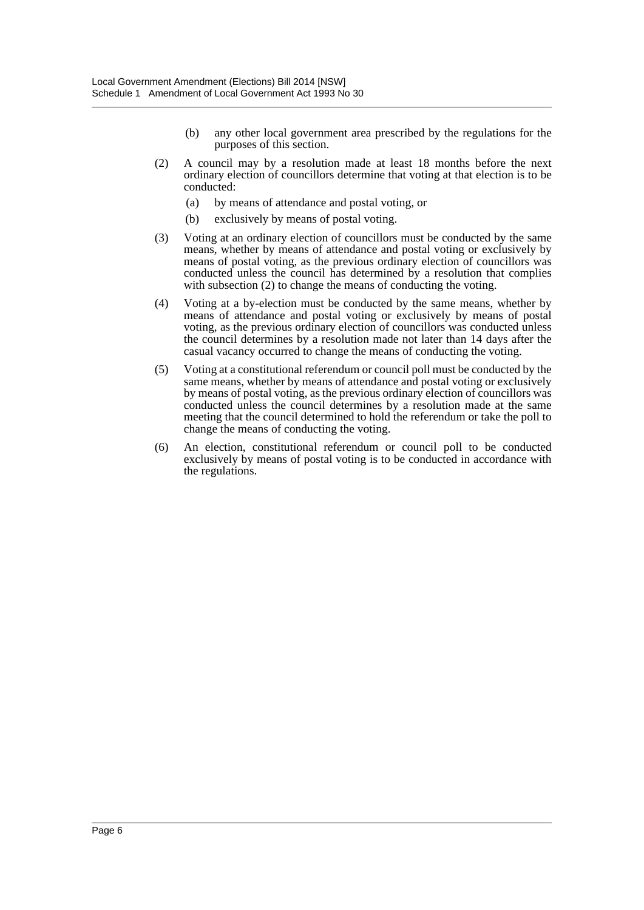(b) any other local government area prescribed by the regulations for the purposes of this section.

(2) A council may by a resolution made at least 18 months before the next ordinary election of councillors determine that voting at that election is to be conducted:

  (a) by means of attendance and postal voting, or

  (b) exclusively by means of postal voting.

(3) Voting at an ordinary election of councillors must be conducted by the same means, whether by means of attendance and postal voting or exclusively by means of postal voting, as the previous ordinary election of councillors was conducted unless the council has determined by a resolution that complies with subsection (2) to change the means of conducting the voting.

(4) Voting at a by-election must be conducted by the same means, whether by means of attendance and postal voting or exclusively by means of postal voting, as the previous ordinary election of councillors was conducted unless the council determines by a resolution made not later than 14 days after the casual vacancy occurred to change the means of conducting the voting.

(5) Voting at a constitutional referendum or council poll must be conducted by the same means, whether by means of attendance and postal voting or exclusively by means of postal voting, as the previous ordinary election of councillors was conducted unless the council determines by a resolution made at the same meeting that the council determined to hold the referendum or take the poll to change the means of conducting the voting.

(6) An election, constitutional referendum or council poll to be conducted exclusively by means of postal voting is to be conducted in accordance with the regulations.